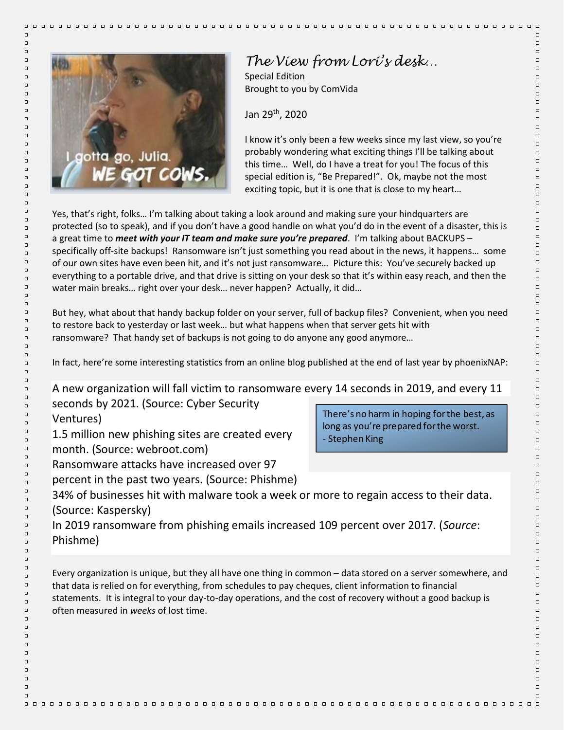# *The View from Lori's desk…*

Special Edition
Brought to you by ComVida

Jan 29th, 2020

I know it's only been a few weeks since my last view, so you're probably wondering what exciting things I'll be talking about this time… Well, do I have a treat for you! The focus of this special edition is, "Be Prepared!". Ok, maybe not the most exciting topic, but it is one that is close to my heart…

Yes, that's right, folks… I'm talking about taking a look around and making sure your hindquarters are protected (so to speak), and if you don't have a good handle on what you'd do in the event of a disaster, this is a great time to ***meet with your IT team and make sure you're prepared***. I'm talking about BACKUPS – specifically off-site backups! Ransomware isn't just something you read about in the news, it happens… some of our own sites have even been hit, and it's not just ransomware… Picture this: You've securely backed up everything to a portable drive, and that drive is sitting on your desk so that it's within easy reach, and then the water main breaks… right over your desk… never happen? Actually, it did…

But hey, what about that handy backup folder on your server, full of backup files? Convenient, when you need to restore back to yesterday or last week… but what happens when that server gets hit with ransomware? That handy set of backups is not going to do anyone any good anymore…

In fact, here're some interesting statistics from an online blog published at the end of last year by phoenixNAP:

A new organization will fall victim to ransomware every 14 seconds in 2019, and every 11 seconds by 2021. (Source: Cyber Security Ventures)
1.5 million new phishing sites are created every month. (Source: webroot.com)
Ransomware attacks have increased over 97 percent in the past two years. (Source: Phishme)
34% of businesses hit with malware took a week or more to regain access to their data. (Source: Kaspersky)
In 2019 ransomware from phishing emails increased 109 percent over 2017. (*Source*: Phishme)

> There's no harm in hoping for the best, as long as you're prepared for the worst.
> - Stephen King

Every organization is unique, but they all have one thing in common – data stored on a server somewhere, and that data is relied on for everything, from schedules to pay cheques, client information to financial statements. It is integral to your day-to-day operations, and the cost of recovery without a good backup is often measured in *weeks* of lost time.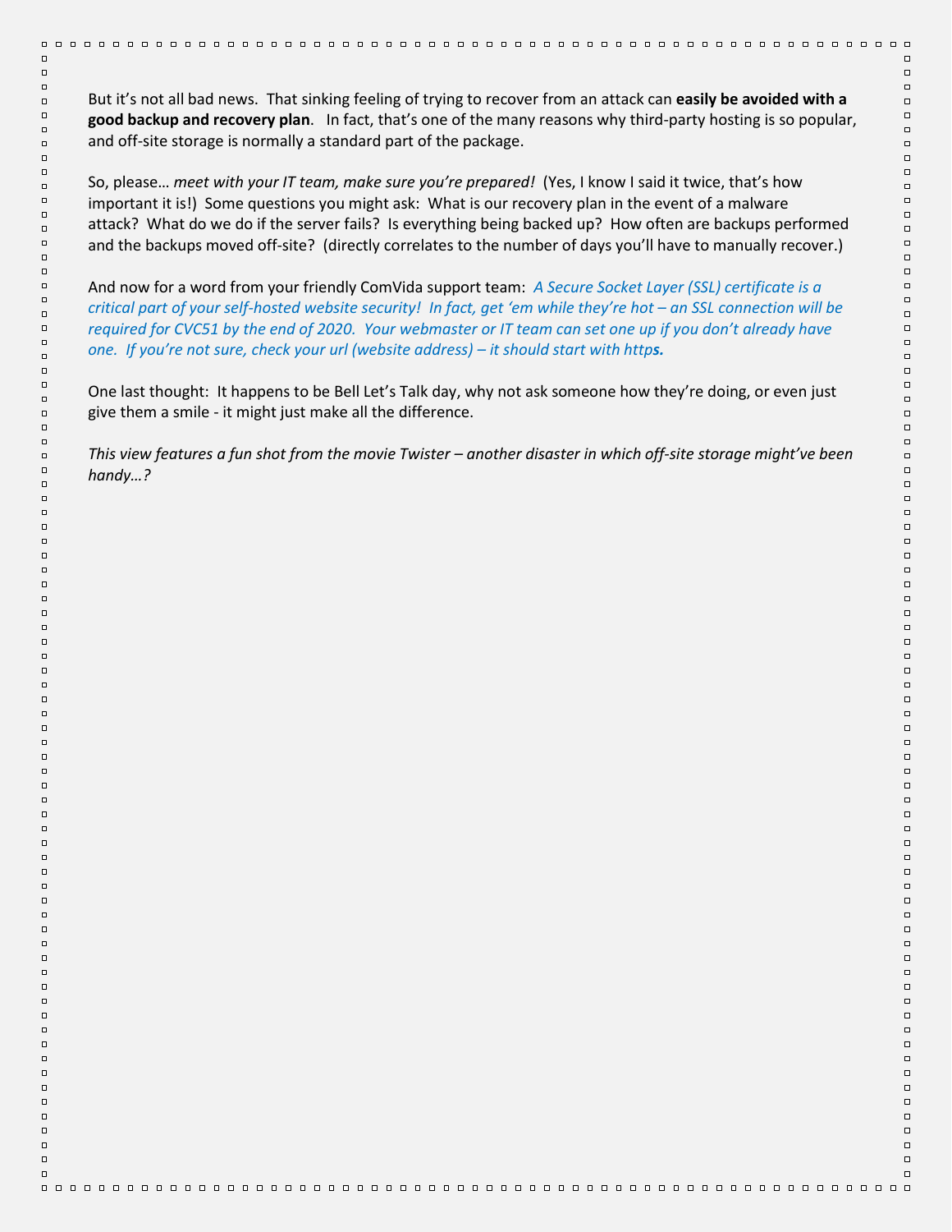But it's not all bad news. That sinking feeling of trying to recover from an attack can **easily be avoided with a good backup and recovery plan**. In fact, that's one of the many reasons why third-party hosting is so popular, and off-site storage is normally a standard part of the package.

So, please… *meet with your IT team, make sure you're prepared!* (Yes, I know I said it twice, that's how important it is!) Some questions you might ask: What is our recovery plan in the event of a malware attack? What do we do if the server fails? Is everything being backed up? How often are backups performed and the backups moved off-site? (directly correlates to the number of days you'll have to manually recover.)

And now for a word from your friendly ComVida support team: *A Secure Socket Layer (SSL) certificate is a critical part of your self-hosted website security! In fact, get 'em while they're hot – an SSL connection will be required for CVC51 by the end of 2020. Your webmaster or IT team can set one up if you don't already have one. If you're not sure, check your url (website address) – it should start with http**s.***

One last thought: It happens to be Bell Let's Talk day, why not ask someone how they're doing, or even just give them a smile - it might just make all the difference.

*This view features a fun shot from the movie Twister – another disaster in which off-site storage might've been handy…?*